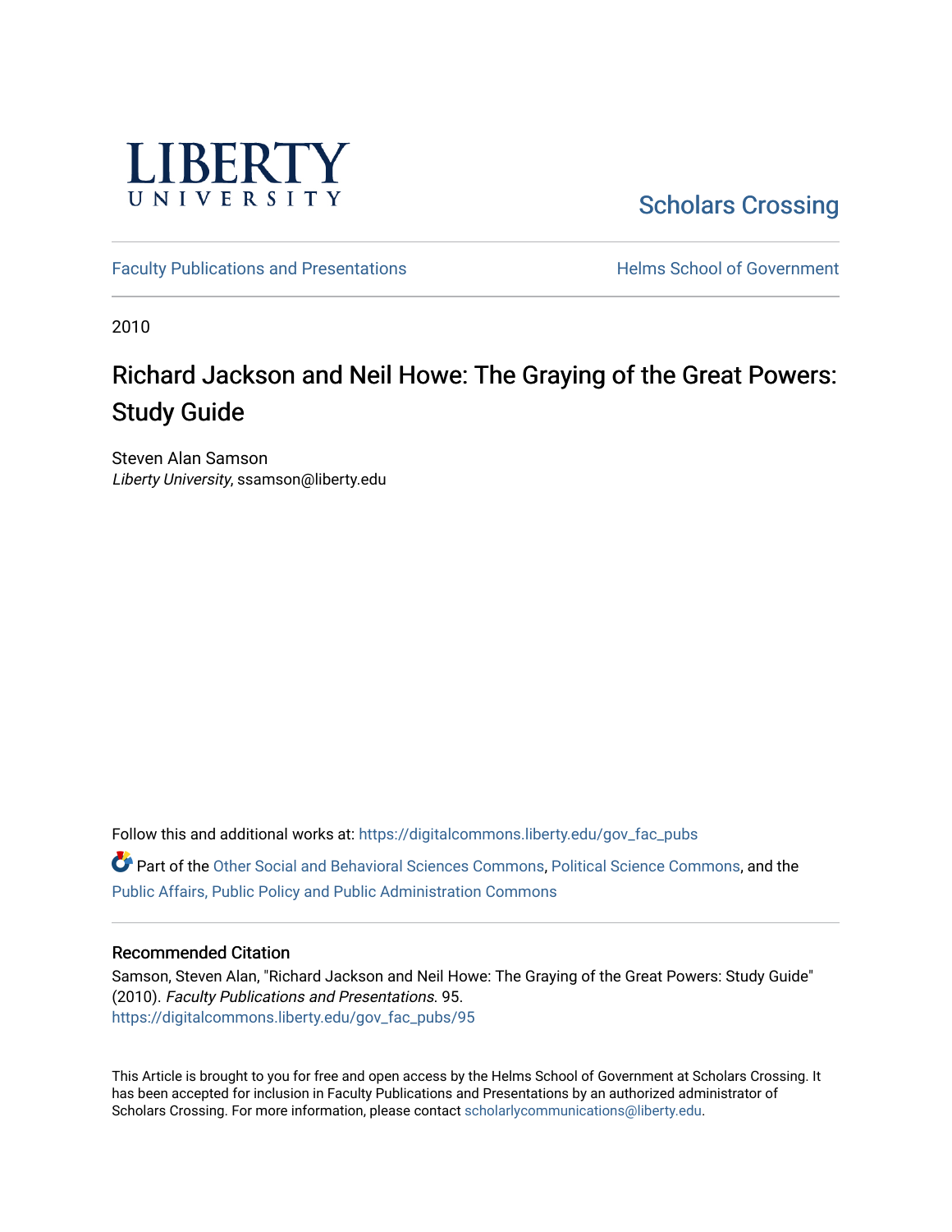LIBERTY UNIVERSITY

Scholars Crossing

Faculty Publications and Presentations

Helms School of Government

2010

# Richard Jackson and Neil Howe: The Graying of the Great Powers: Study Guide

Steven Alan Samson
*Liberty University*, ssamson@liberty.edu

Follow this and additional works at: https://digitalcommons.liberty.edu/gov_fac_pubs

Part of the Other Social and Behavioral Sciences Commons, Political Science Commons, and the Public Affairs, Public Policy and Public Administration Commons

## Recommended Citation

Samson, Steven Alan, "Richard Jackson and Neil Howe: The Graying of the Great Powers: Study Guide" (2010). *Faculty Publications and Presentations*. 95.
https://digitalcommons.liberty.edu/gov_fac_pubs/95

This Article is brought to you for free and open access by the Helms School of Government at Scholars Crossing. It has been accepted for inclusion in Faculty Publications and Presentations by an authorized administrator of Scholars Crossing. For more information, please contact scholarlycommunications@liberty.edu.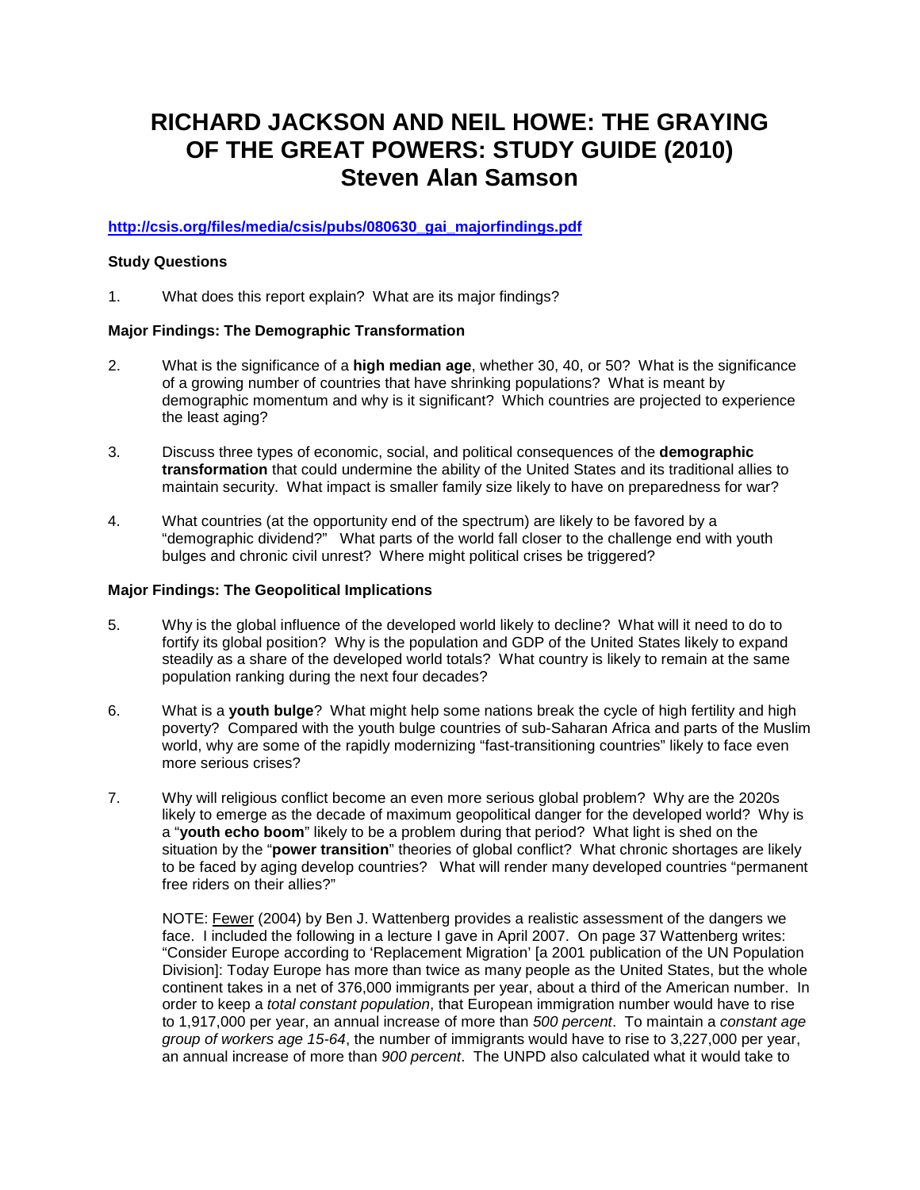# RICHARD JACKSON AND NEIL HOWE: THE GRAYING OF THE GREAT POWERS: STUDY GUIDE (2010)
# Steven Alan Samson

**http://csis.org/files/media/csis/pubs/080630_gai_majorfindings.pdf**

**Study Questions**

1. What does this report explain? What are its major findings?

**Major Findings: The Demographic Transformation**

2. What is the significance of a **high median age**, whether 30, 40, or 50? What is the significance of a growing number of countries that have shrinking populations? What is meant by demographic momentum and why is it significant? Which countries are projected to experience the least aging?

3. Discuss three types of economic, social, and political consequences of the **demographic transformation** that could undermine the ability of the United States and its traditional allies to maintain security. What impact is smaller family size likely to have on preparedness for war?

4. What countries (at the opportunity end of the spectrum) are likely to be favored by a "demographic dividend?" What parts of the world fall closer to the challenge end with youth bulges and chronic civil unrest? Where might political crises be triggered?

**Major Findings: The Geopolitical Implications**

5. Why is the global influence of the developed world likely to decline? What will it need to do to fortify its global position? Why is the population and GDP of the United States likely to expand steadily as a share of the developed world totals? What country is likely to remain at the same population ranking during the next four decades?

6. What is a **youth bulge**? What might help some nations break the cycle of high fertility and high poverty? Compared with the youth bulge countries of sub-Saharan Africa and parts of the Muslim world, why are some of the rapidly modernizing "fast-transitioning countries" likely to face even more serious crises?

7. Why will religious conflict become an even more serious global problem? Why are the 2020s likely to emerge as the decade of maximum geopolitical danger for the developed world? Why is a "**youth echo boom**" likely to be a problem during that period? What light is shed on the situation by the "**power transition**" theories of global conflict? What chronic shortages are likely to be faced by aging develop countries? What will render many developed countries "permanent free riders on their allies?"

   NOTE: Fewer (2004) by Ben J. Wattenberg provides a realistic assessment of the dangers we face. I included the following in a lecture I gave in April 2007. On page 37 Wattenberg writes: "Consider Europe according to 'Replacement Migration' [a 2001 publication of the UN Population Division]: Today Europe has more than twice as many people as the United States, but the whole continent takes in a net of 376,000 immigrants per year, about a third of the American number. In order to keep a *total constant population*, that European immigration number would have to rise to 1,917,000 per year, an annual increase of more than *500 percent*. To maintain a *constant age group of workers age 15-64*, the number of immigrants would have to rise to 3,227,000 per year, an annual increase of more than *900 percent*. The UNPD also calculated what it would take to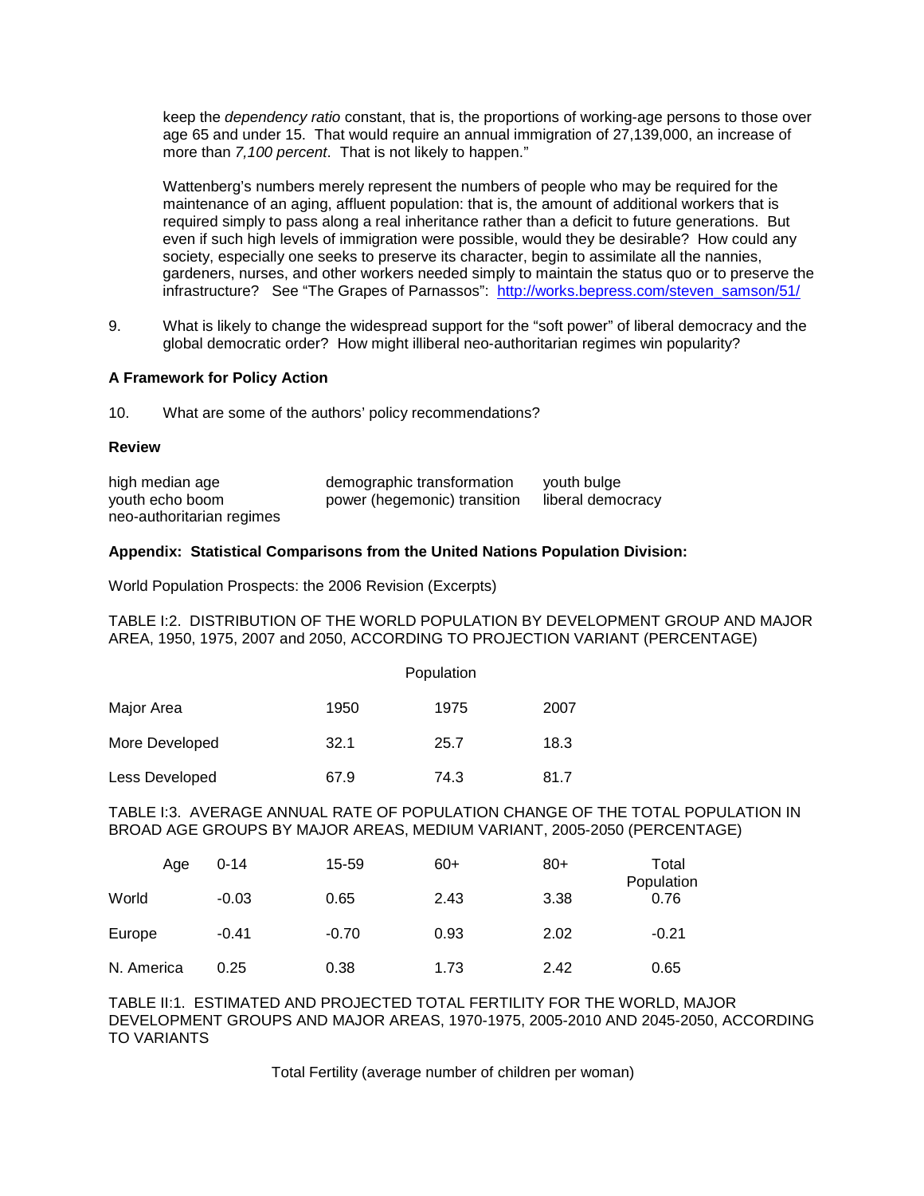keep the *dependency ratio* constant, that is, the proportions of working-age persons to those over age 65 and under 15. That would require an annual immigration of 27,139,000, an increase of more than *7,100 percent*. That is not likely to happen."

Wattenberg's numbers merely represent the numbers of people who may be required for the maintenance of an aging, affluent population: that is, the amount of additional workers that is required simply to pass along a real inheritance rather than a deficit to future generations. But even if such high levels of immigration were possible, would they be desirable? How could any society, especially one seeks to preserve its character, begin to assimilate all the nannies, gardeners, nurses, and other workers needed simply to maintain the status quo or to preserve the infrastructure? See "The Grapes of Parnassos": http://works.bepress.com/steven_samson/51/

9. What is likely to change the widespread support for the "soft power" of liberal democracy and the global democratic order? How might illiberal neo-authoritarian regimes win popularity?

**A Framework for Policy Action**

10. What are some of the authors' policy recommendations?

**Review**

| | | |
|---|---|---|
| high median age | demographic transformation | youth bulge |
| youth echo boom | power (hegemonic) transition | liberal democracy |
| neo-authoritarian regimes | | |

**Appendix: Statistical Comparisons from the United Nations Population Division:**

World Population Prospects: the 2006 Revision (Excerpts)

TABLE I:2. DISTRIBUTION OF THE WORLD POPULATION BY DEVELOPMENT GROUP AND MAJOR AREA, 1950, 1975, 2007 and 2050, ACCORDING TO PROJECTION VARIANT (PERCENTAGE)

| | Population | | |
|---|---|---|---|
| Major Area | 1950 | 1975 | 2007 |
| More Developed | 32.1 | 25.7 | 18.3 |
| Less Developed | 67.9 | 74.3 | 81.7 |

TABLE I:3. AVERAGE ANNUAL RATE OF POPULATION CHANGE OF THE TOTAL POPULATION IN BROAD AGE GROUPS BY MAJOR AREAS, MEDIUM VARIANT, 2005-2050 (PERCENTAGE)

| Age | 0-14 | 15-59 | 60+ | 80+ | Total Population |
|---|---|---|---|---|---|
| World | -0.03 | 0.65 | 2.43 | 3.38 | 0.76 |
| Europe | -0.41 | -0.70 | 0.93 | 2.02 | -0.21 |
| N. America | 0.25 | 0.38 | 1.73 | 2.42 | 0.65 |

TABLE II:1. ESTIMATED AND PROJECTED TOTAL FERTILITY FOR THE WORLD, MAJOR DEVELOPMENT GROUPS AND MAJOR AREAS, 1970-1975, 2005-2010 AND 2045-2050, ACCORDING TO VARIANTS

Total Fertility (average number of children per woman)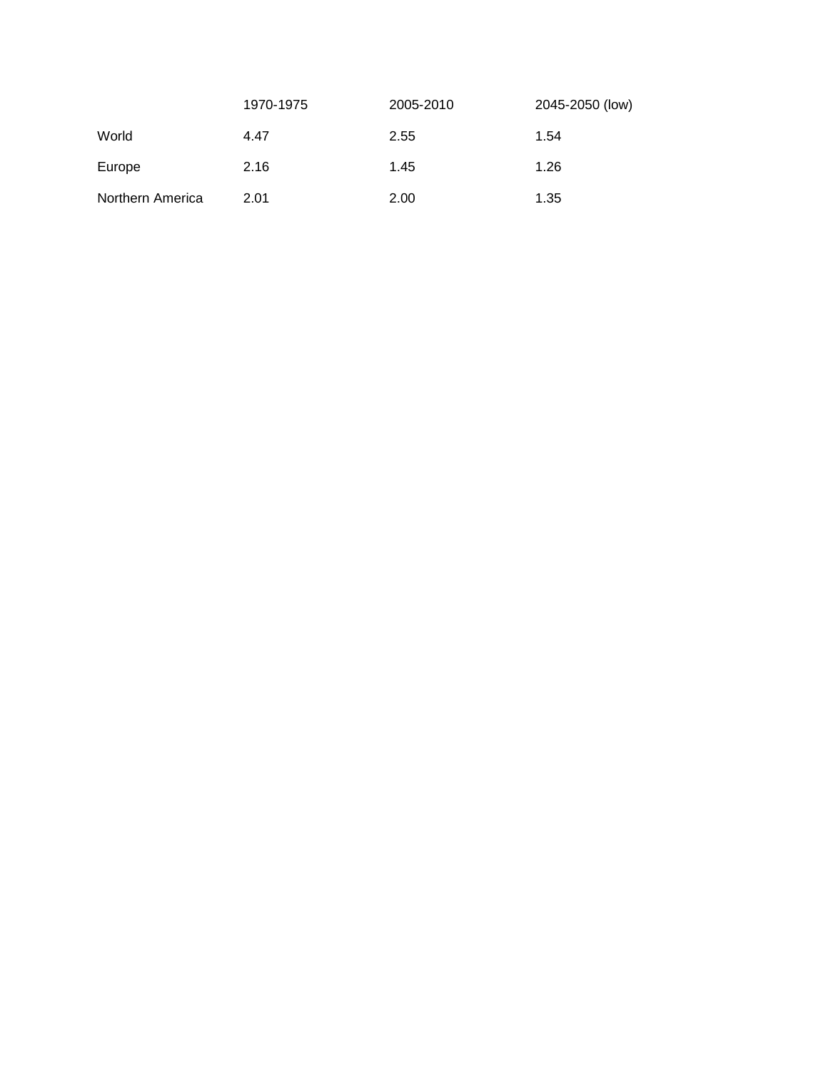| | 1970-1975 | 2005-2010 | 2045-2050 (low) |
|---|---|---|---|
| World | 4.47 | 2.55 | 1.54 |
| Europe | 2.16 | 1.45 | 1.26 |
| Northern America | 2.01 | 2.00 | 1.35 |